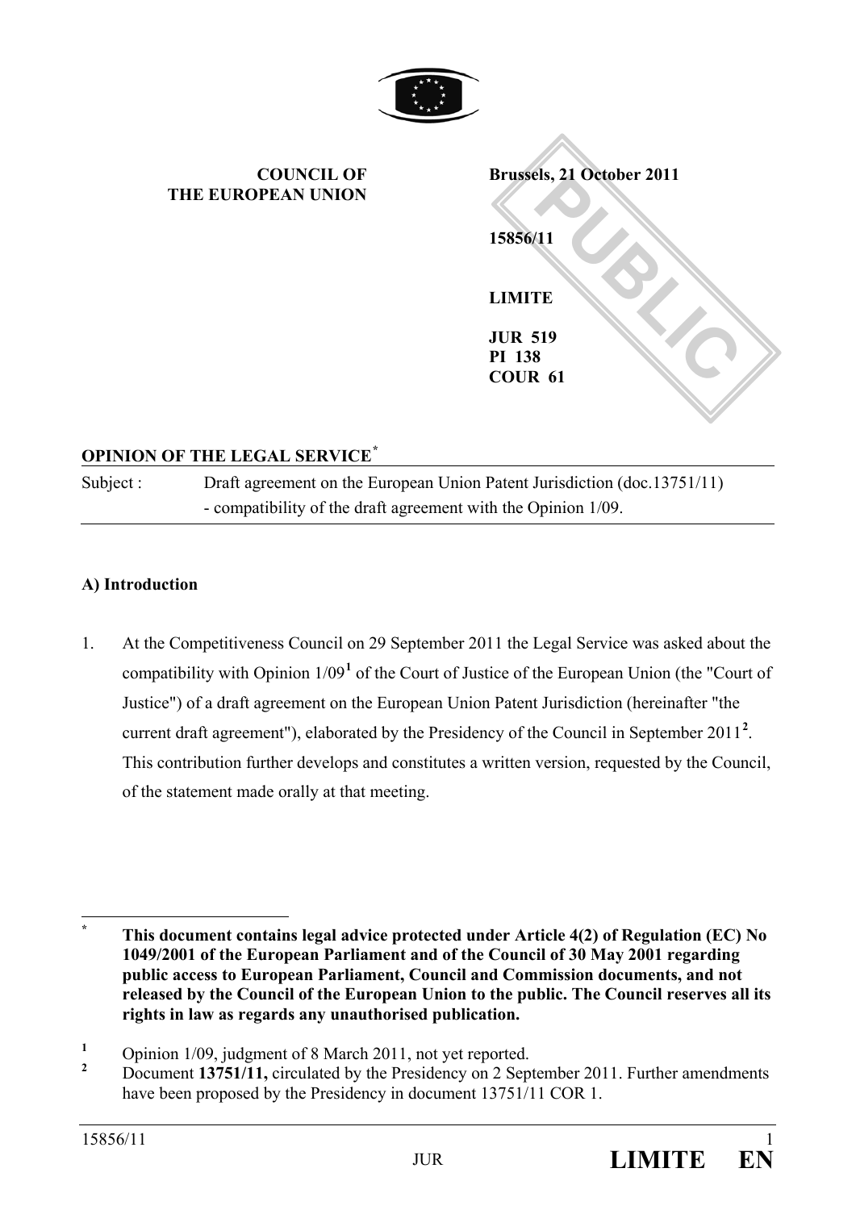**COUNCIL OF THE EUROPEAN UNION**

**Brussels, 21 October 2011**

**15856/11**

**LIMITE**

**JUR 519**
**PI 138**
**COUR 61**

**OPINION OF THE LEGAL SERVICE**[*]

| Subject : | Draft agreement on the European Union Patent Jurisdiction (doc.13751/11) - compatibility of the draft agreement with the Opinion 1/09. |
|---|---|

**A) Introduction**

1. At the Competitiveness Council on 29 September 2011 the Legal Service was asked about the compatibility with Opinion 1/09[1] of the Court of Justice of the European Union (the "Court of Justice") of a draft agreement on the European Union Patent Jurisdiction (hereinafter "the current draft agreement"), elaborated by the Presidency of the Council in September 2011[2]. This contribution further develops and constitutes a written version, requested by the Council, of the statement made orally at that meeting.

---

[*] **This document contains legal advice protected under Article 4(2) of Regulation (EC) No 1049/2001 of the European Parliament and of the Council of 30 May 2001 regarding public access to European Parliament, Council and Commission documents, and not released by the Council of the European Union to the public. The Council reserves all its rights in law as regards any unauthorised publication.**

[1] Opinion 1/09, judgment of 8 March 2011, not yet reported.

[2] Document **13751/11,** circulated by the Presidency on 2 September 2011. Further amendments have been proposed by the Presidency in document 13751/11 COR 1.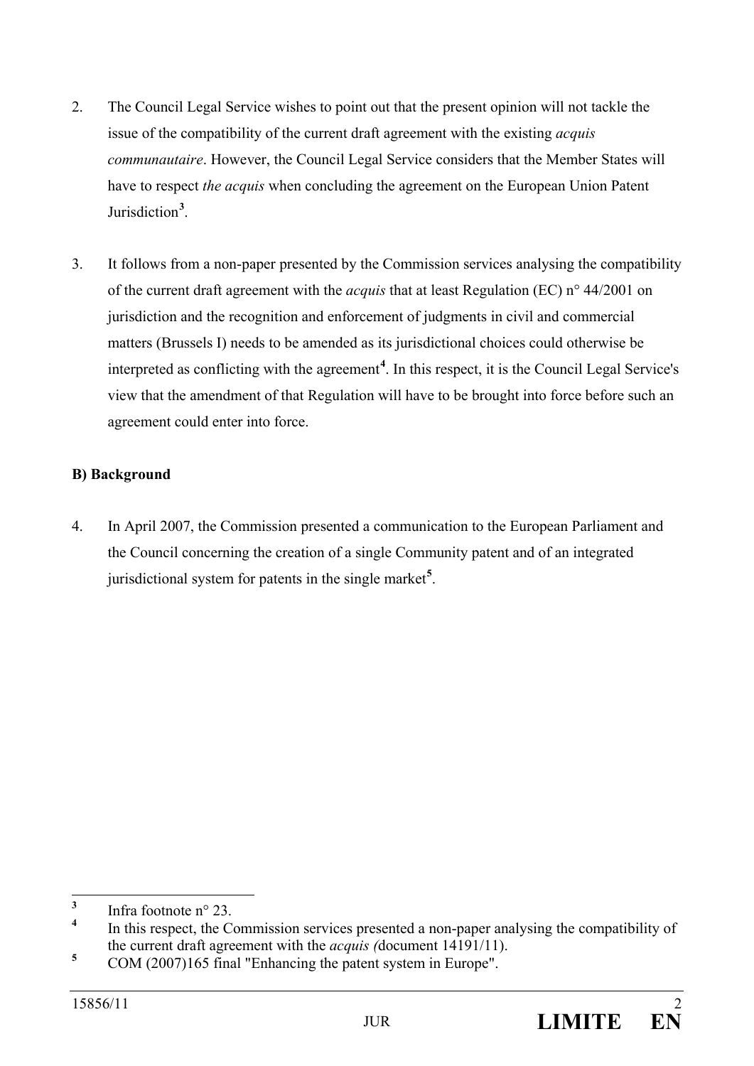2. The Council Legal Service wishes to point out that the present opinion will not tackle the issue of the compatibility of the current draft agreement with the existing *acquis communautaire*. However, the Council Legal Service considers that the Member States will have to respect *the acquis* when concluding the agreement on the European Union Patent Jurisdiction[3].

3. It follows from a non-paper presented by the Commission services analysing the compatibility of the current draft agreement with the *acquis* that at least Regulation (EC) n° 44/2001 on jurisdiction and the recognition and enforcement of judgments in civil and commercial matters (Brussels I) needs to be amended as its jurisdictional choices could otherwise be interpreted as conflicting with the agreement[4]. In this respect, it is the Council Legal Service's view that the amendment of that Regulation will have to be brought into force before such an agreement could enter into force.

**B) Background**

4. In April 2007, the Commission presented a communication to the European Parliament and the Council concerning the creation of a single Community patent and of an integrated jurisdictional system for patents in the single market[5].

---

[3] Infra footnote n° 23.

[4] In this respect, the Commission services presented a non-paper analysing the compatibility of the current draft agreement with the *acquis (*document 14191/11).

[5] COM (2007)165 final "Enhancing the patent system in Europe".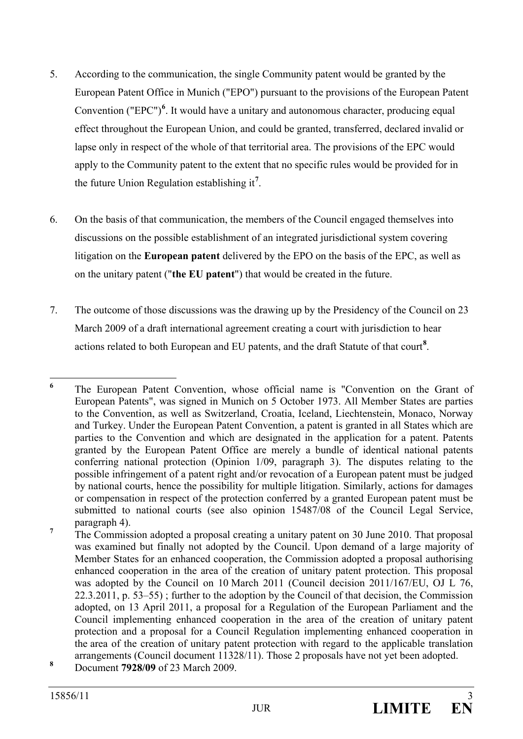5. According to the communication, the single Community patent would be granted by the European Patent Office in Munich ("EPO") pursuant to the provisions of the European Patent Convention ("EPC")[6]. It would have a unitary and autonomous character, producing equal effect throughout the European Union, and could be granted, transferred, declared invalid or lapse only in respect of the whole of that territorial area. The provisions of the EPC would apply to the Community patent to the extent that no specific rules would be provided for in the future Union Regulation establishing it[7].

6. On the basis of that communication, the members of the Council engaged themselves into discussions on the possible establishment of an integrated jurisdictional system covering litigation on the **European patent** delivered by the EPO on the basis of the EPC, as well as on the unitary patent ("**the EU patent**") that would be created in the future.

7. The outcome of those discussions was the drawing up by the Presidency of the Council on 23 March 2009 of a draft international agreement creating a court with jurisdiction to hear actions related to both European and EU patents, and the draft Statute of that court[8].

---

[6] The European Patent Convention, whose official name is "Convention on the Grant of European Patents", was signed in Munich on 5 October 1973. All Member States are parties to the Convention, as well as Switzerland, Croatia, Iceland, Liechtenstein, Monaco, Norway and Turkey. Under the European Patent Convention, a patent is granted in all States which are parties to the Convention and which are designated in the application for a patent. Patents granted by the European Patent Office are merely a bundle of identical national patents conferring national protection (Opinion 1/09, paragraph 3). The disputes relating to the possible infringement of a patent right and/or revocation of a European patent must be judged by national courts, hence the possibility for multiple litigation. Similarly, actions for damages or compensation in respect of the protection conferred by a granted European patent must be submitted to national courts (see also opinion 15487/08 of the Council Legal Service, paragraph 4).

[7] The Commission adopted a proposal creating a unitary patent on 30 June 2010. That proposal was examined but finally not adopted by the Council. Upon demand of a large majority of Member States for an enhanced cooperation, the Commission adopted a proposal authorising enhanced cooperation in the area of the creation of unitary patent protection. This proposal was adopted by the Council on 10 March 2011 (Council decision 2011/167/EU, OJ L 76, 22.3.2011, p. 53–55) ; further to the adoption by the Council of that decision, the Commission adopted, on 13 April 2011, a proposal for a Regulation of the European Parliament and the Council implementing enhanced cooperation in the area of the creation of unitary patent protection and a proposal for a Council Regulation implementing enhanced cooperation in the area of the creation of unitary patent protection with regard to the applicable translation arrangements (Council document 11328/11). Those 2 proposals have not yet been adopted.

[8] Document **7928/09** of 23 March 2009.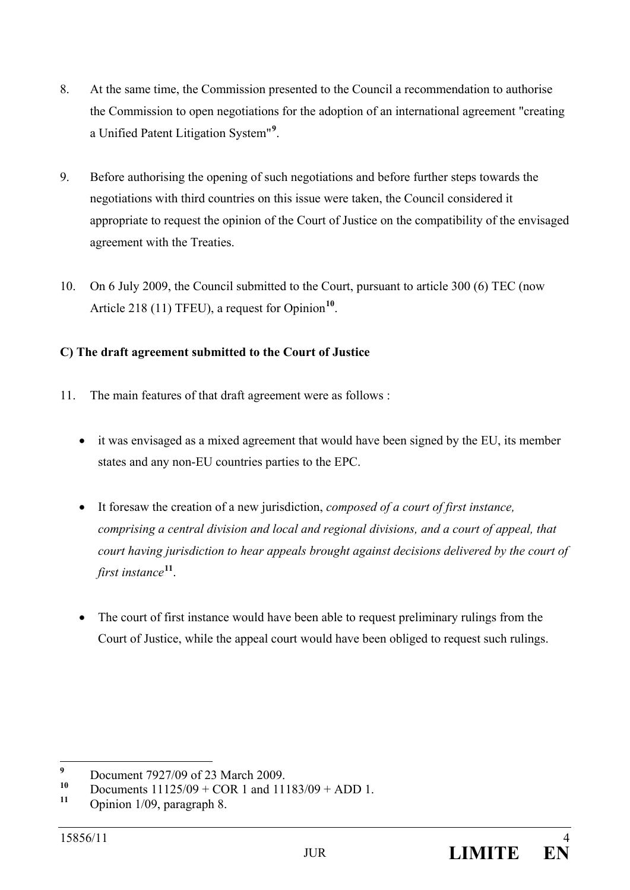8. At the same time, the Commission presented to the Council a recommendation to authorise the Commission to open negotiations for the adoption of an international agreement "creating a Unified Patent Litigation System"[9].

9. Before authorising the opening of such negotiations and before further steps towards the negotiations with third countries on this issue were taken, the Council considered it appropriate to request the opinion of the Court of Justice on the compatibility of the envisaged agreement with the Treaties.

10. On 6 July 2009, the Council submitted to the Court, pursuant to article 300 (6) TEC (now Article 218 (11) TFEU), a request for Opinion[10].

**C) The draft agreement submitted to the Court of Justice**

11. The main features of that draft agreement were as follows :

   - it was envisaged as a mixed agreement that would have been signed by the EU, its member states and any non-EU countries parties to the EPC.

   - It foresaw the creation of a new jurisdiction, *composed of a court of first instance, comprising a central division and local and regional divisions, and a court of appeal, that court having jurisdiction to hear appeals brought against decisions delivered by the court of first instance*[11].

   - The court of first instance would have been able to request preliminary rulings from the Court of Justice, while the appeal court would have been obliged to request such rulings.

---

[9] Document 7927/09 of 23 March 2009.

[10] Documents 11125/09 + COR 1 and 11183/09 + ADD 1.

[11] Opinion 1/09, paragraph 8.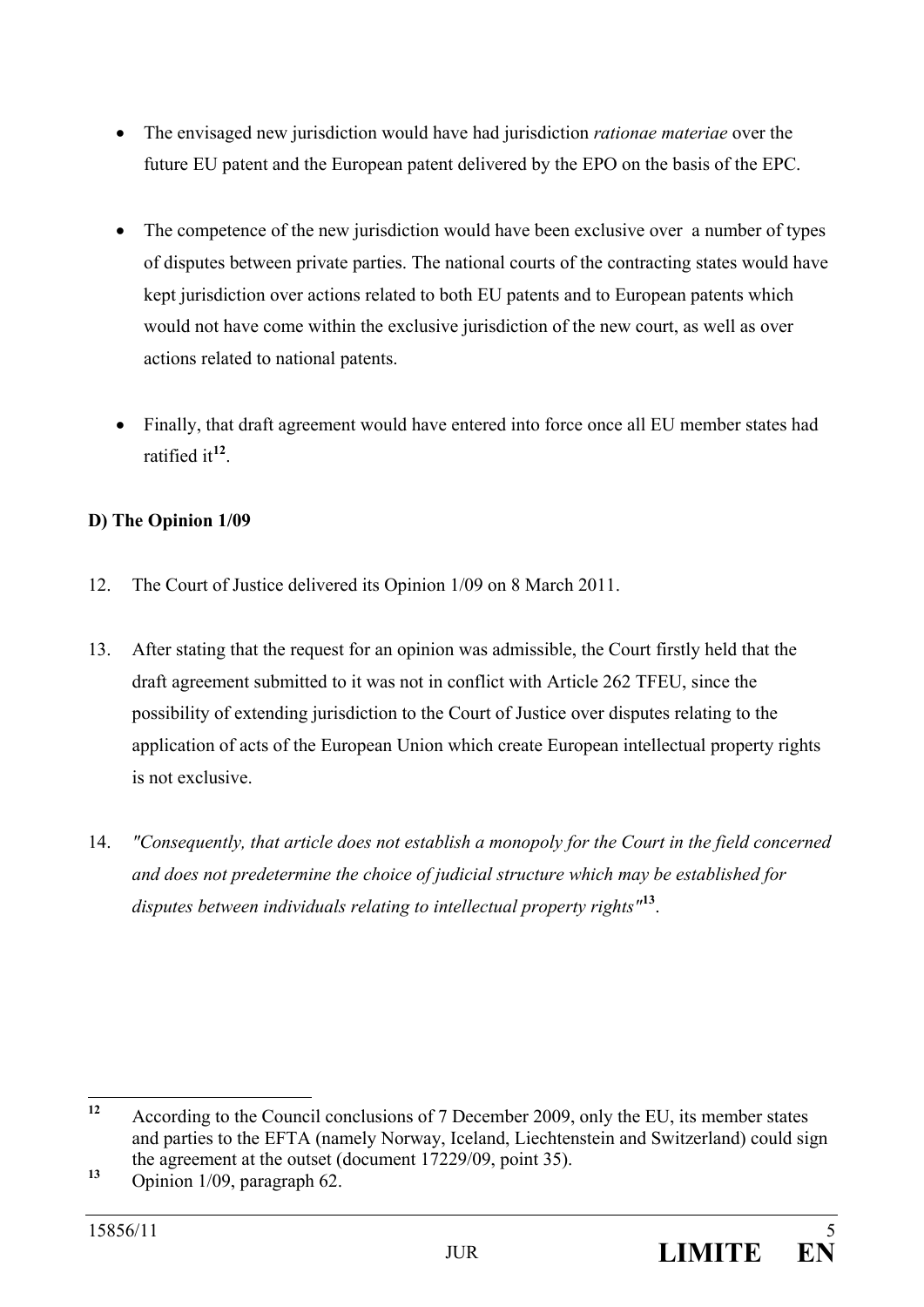- The envisaged new jurisdiction would have had jurisdiction *rationae materiae* over the future EU patent and the European patent delivered by the EPO on the basis of the EPC.

- The competence of the new jurisdiction would have been exclusive over a number of types of disputes between private parties. The national courts of the contracting states would have kept jurisdiction over actions related to both EU patents and to European patents which would not have come within the exclusive jurisdiction of the new court, as well as over actions related to national patents.

- Finally, that draft agreement would have entered into force once all EU member states had ratified it[12].

**D) The Opinion 1/09**

12. The Court of Justice delivered its Opinion 1/09 on 8 March 2011.

13. After stating that the request for an opinion was admissible, the Court firstly held that the draft agreement submitted to it was not in conflict with Article 262 TFEU, since the possibility of extending jurisdiction to the Court of Justice over disputes relating to the application of acts of the European Union which create European intellectual property rights is not exclusive.

14. *"Consequently, that article does not establish a monopoly for the Court in the field concerned and does not predetermine the choice of judicial structure which may be established for disputes between individuals relating to intellectual property rights"*[13].

---

[12] According to the Council conclusions of 7 December 2009, only the EU, its member states and parties to the EFTA (namely Norway, Iceland, Liechtenstein and Switzerland) could sign the agreement at the outset (document 17229/09, point 35).

[13] Opinion 1/09, paragraph 62.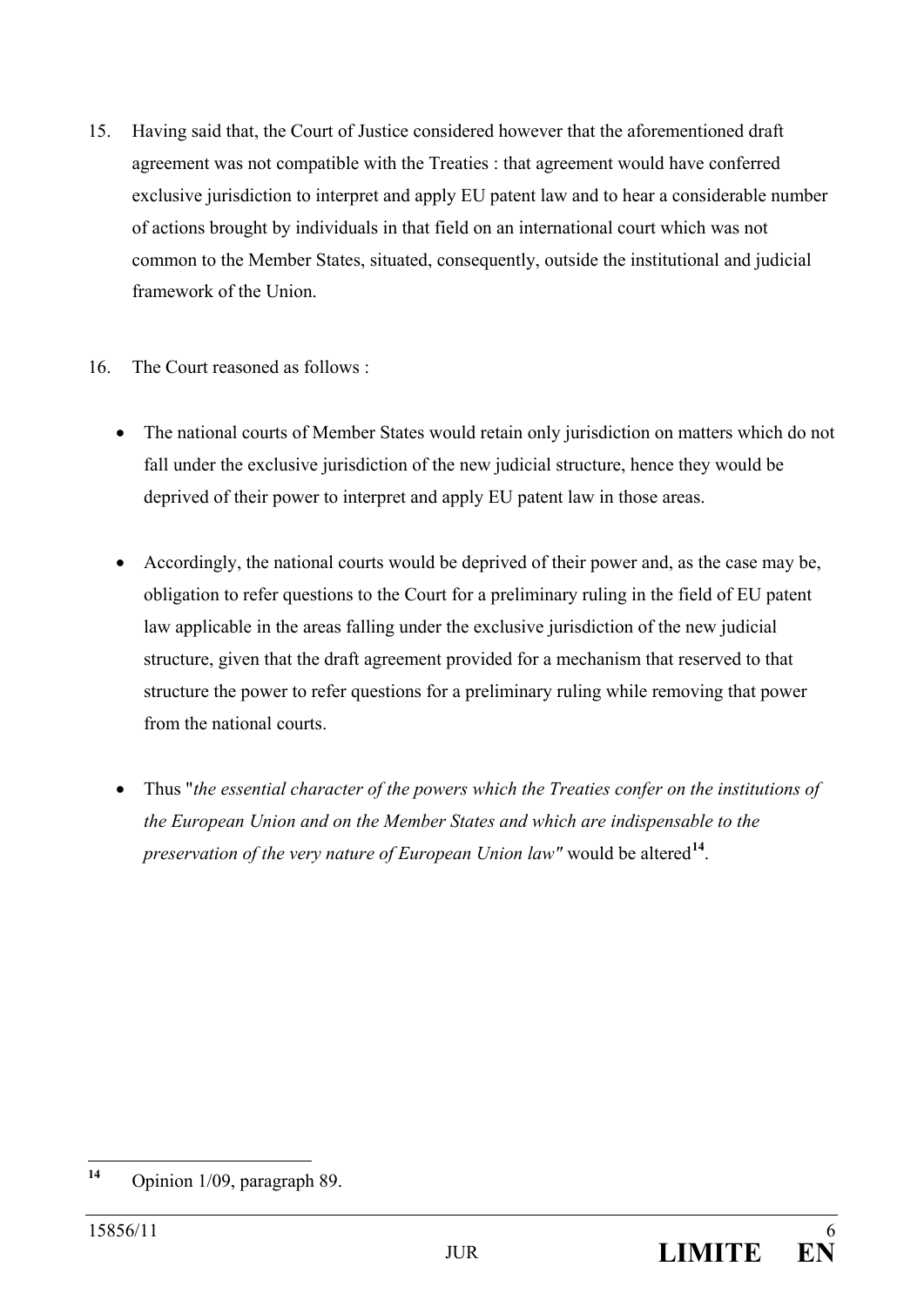15. Having said that, the Court of Justice considered however that the aforementioned draft agreement was not compatible with the Treaties : that agreement would have conferred exclusive jurisdiction to interpret and apply EU patent law and to hear a considerable number of actions brought by individuals in that field on an international court which was not common to the Member States, situated, consequently, outside the institutional and judicial framework of the Union.

16. The Court reasoned as follows :

- The national courts of Member States would retain only jurisdiction on matters which do not fall under the exclusive jurisdiction of the new judicial structure, hence they would be deprived of their power to interpret and apply EU patent law in those areas.

- Accordingly, the national courts would be deprived of their power and, as the case may be, obligation to refer questions to the Court for a preliminary ruling in the field of EU patent law applicable in the areas falling under the exclusive jurisdiction of the new judicial structure, given that the draft agreement provided for a mechanism that reserved to that structure the power to refer questions for a preliminary ruling while removing that power from the national courts.

- Thus "*the essential character of the powers which the Treaties confer on the institutions of the European Union and on the Member States and which are indispensable to the preservation of the very nature of European Union law"* would be altered[14].

---

[14] Opinion 1/09, paragraph 89.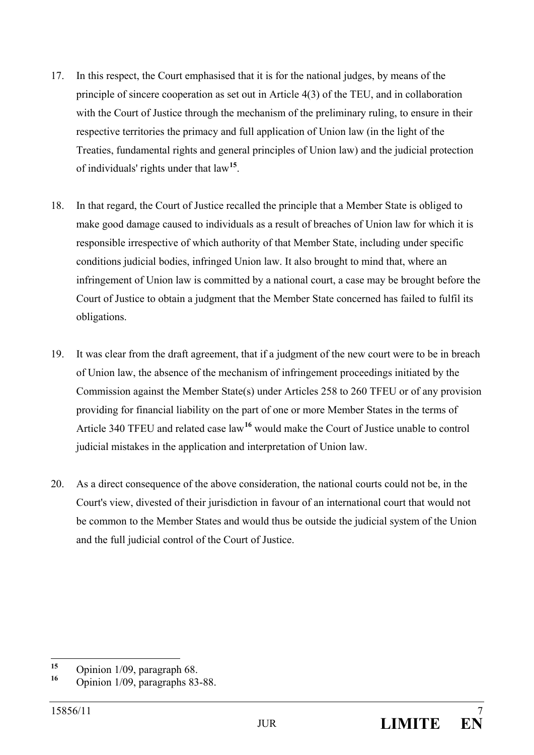17. In this respect, the Court emphasised that it is for the national judges, by means of the principle of sincere cooperation as set out in Article 4(3) of the TEU, and in collaboration with the Court of Justice through the mechanism of the preliminary ruling, to ensure in their respective territories the primacy and full application of Union law (in the light of the Treaties, fundamental rights and general principles of Union law) and the judicial protection of individuals' rights under that law[15].

18. In that regard, the Court of Justice recalled the principle that a Member State is obliged to make good damage caused to individuals as a result of breaches of Union law for which it is responsible irrespective of which authority of that Member State, including under specific conditions judicial bodies, infringed Union law. It also brought to mind that, where an infringement of Union law is committed by a national court, a case may be brought before the Court of Justice to obtain a judgment that the Member State concerned has failed to fulfil its obligations.

19. It was clear from the draft agreement, that if a judgment of the new court were to be in breach of Union law, the absence of the mechanism of infringement proceedings initiated by the Commission against the Member State(s) under Articles 258 to 260 TFEU or of any provision providing for financial liability on the part of one or more Member States in the terms of Article 340 TFEU and related case law[16] would make the Court of Justice unable to control judicial mistakes in the application and interpretation of Union law.

20. As a direct consequence of the above consideration, the national courts could not be, in the Court's view, divested of their jurisdiction in favour of an international court that would not be common to the Member States and would thus be outside the judicial system of the Union and the full judicial control of the Court of Justice.

---

[15] Opinion 1/09, paragraph 68.

[16] Opinion 1/09, paragraphs 83-88.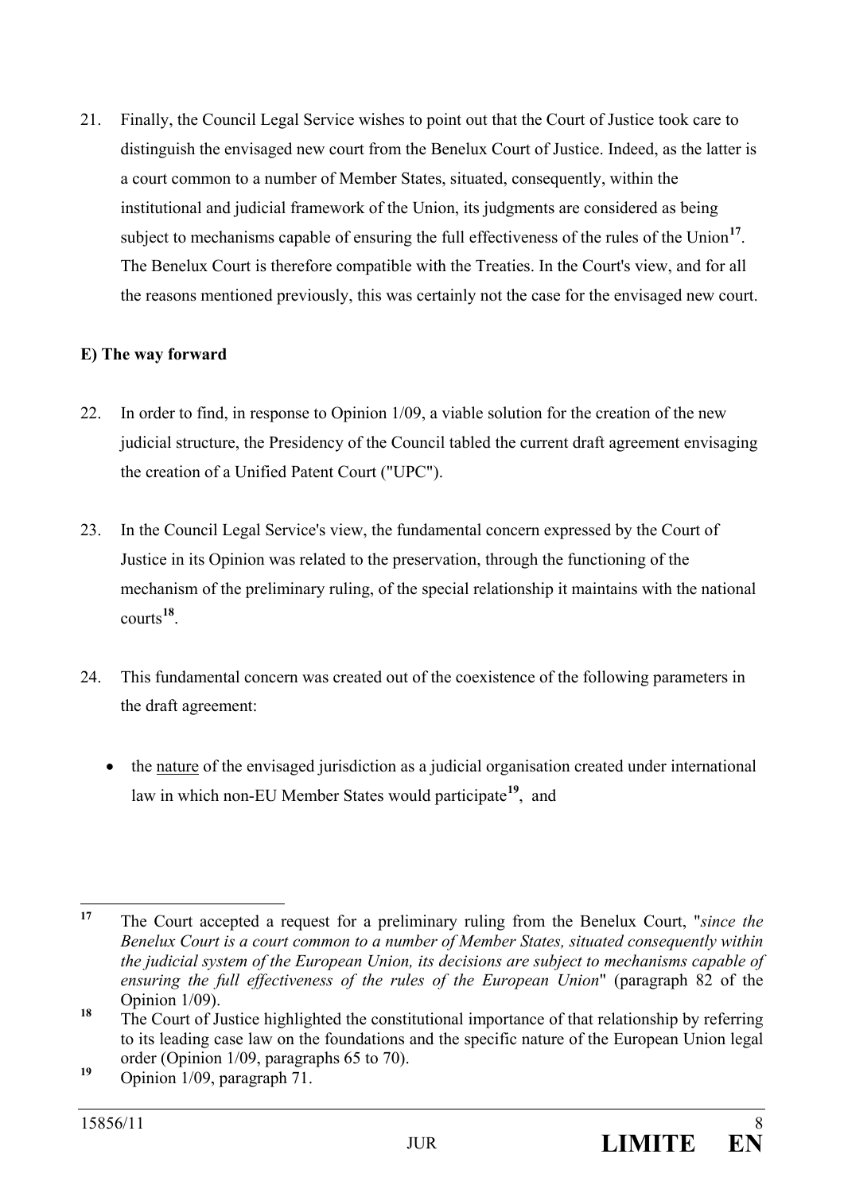21. Finally, the Council Legal Service wishes to point out that the Court of Justice took care to distinguish the envisaged new court from the Benelux Court of Justice. Indeed, as the latter is a court common to a number of Member States, situated, consequently, within the institutional and judicial framework of the Union, its judgments are considered as being subject to mechanisms capable of ensuring the full effectiveness of the rules of the Union[17]. The Benelux Court is therefore compatible with the Treaties. In the Court's view, and for all the reasons mentioned previously, this was certainly not the case for the envisaged new court.

**E) The way forward**

22. In order to find, in response to Opinion 1/09, a viable solution for the creation of the new judicial structure, the Presidency of the Council tabled the current draft agreement envisaging the creation of a Unified Patent Court ("UPC").

23. In the Council Legal Service's view, the fundamental concern expressed by the Court of Justice in its Opinion was related to the preservation, through the functioning of the mechanism of the preliminary ruling, of the special relationship it maintains with the national courts[18].

24. This fundamental concern was created out of the coexistence of the following parameters in the draft agreement:

- the <u>nature</u> of the envisaged jurisdiction as a judicial organisation created under international law in which non-EU Member States would participate[19], and

---

[17] The Court accepted a request for a preliminary ruling from the Benelux Court, "*since the Benelux Court is a court common to a number of Member States, situated consequently within the judicial system of the European Union, its decisions are subject to mechanisms capable of ensuring the full effectiveness of the rules of the European Union*" (paragraph 82 of the Opinion 1/09).

[18] The Court of Justice highlighted the constitutional importance of that relationship by referring to its leading case law on the foundations and the specific nature of the European Union legal order (Opinion 1/09, paragraphs 65 to 70).

[19] Opinion 1/09, paragraph 71.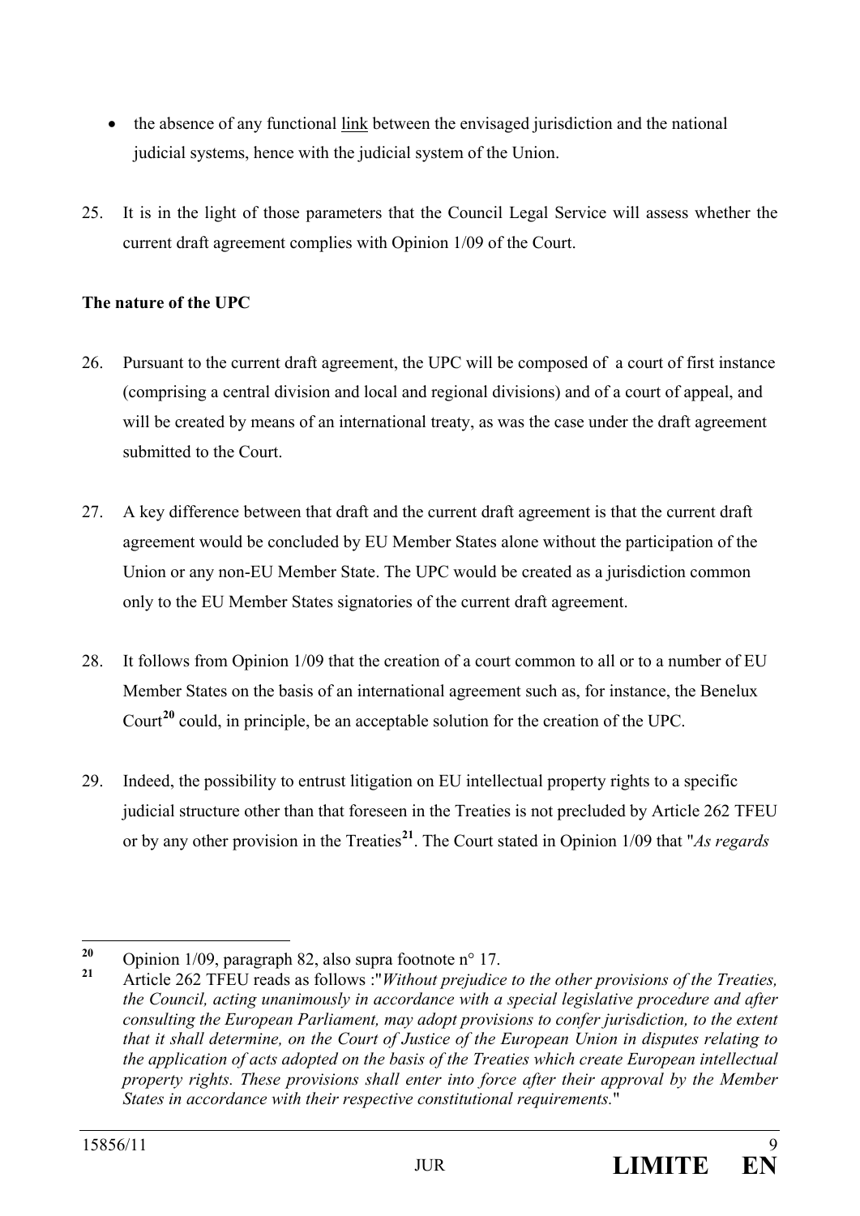- the absence of any functional link between the envisaged jurisdiction and the national judicial systems, hence with the judicial system of the Union.

25. It is in the light of those parameters that the Council Legal Service will assess whether the current draft agreement complies with Opinion 1/09 of the Court.

**The nature of the UPC**

26. Pursuant to the current draft agreement, the UPC will be composed of a court of first instance (comprising a central division and local and regional divisions) and of a court of appeal, and will be created by means of an international treaty, as was the case under the draft agreement submitted to the Court.

27. A key difference between that draft and the current draft agreement is that the current draft agreement would be concluded by EU Member States alone without the participation of the Union or any non-EU Member State. The UPC would be created as a jurisdiction common only to the EU Member States signatories of the current draft agreement.

28. It follows from Opinion 1/09 that the creation of a court common to all or to a number of EU Member States on the basis of an international agreement such as, for instance, the Benelux Court[20] could, in principle, be an acceptable solution for the creation of the UPC.

29. Indeed, the possibility to entrust litigation on EU intellectual property rights to a specific judicial structure other than that foreseen in the Treaties is not precluded by Article 262 TFEU or by any other provision in the Treaties[21]. The Court stated in Opinion 1/09 that "*As regards*

---

[20] Opinion 1/09, paragraph 82, also supra footnote n° 17.

[21] Article 262 TFEU reads as follows :"*Without prejudice to the other provisions of the Treaties, the Council, acting unanimously in accordance with a special legislative procedure and after consulting the European Parliament, may adopt provisions to confer jurisdiction, to the extent that it shall determine, on the Court of Justice of the European Union in disputes relating to the application of acts adopted on the basis of the Treaties which create European intellectual property rights. These provisions shall enter into force after their approval by the Member States in accordance with their respective constitutional requirements.*"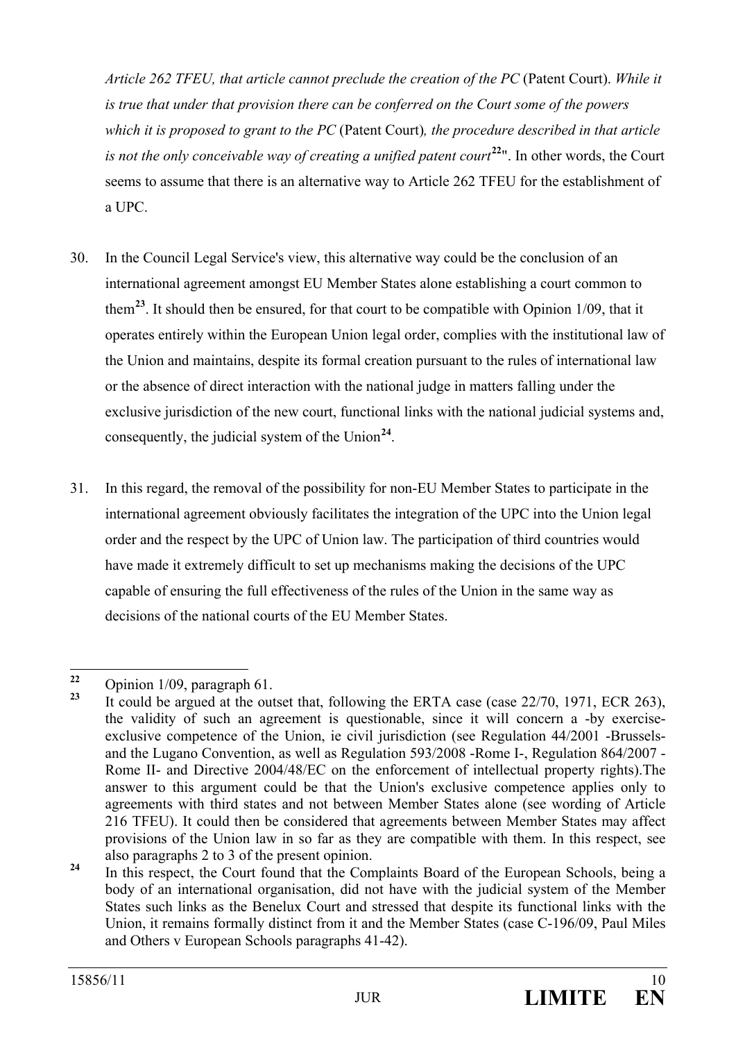*Article 262 TFEU, that article cannot preclude the creation of the PC* (Patent Court). *While it is true that under that provision there can be conferred on the Court some of the powers which it is proposed to grant to the PC* (Patent Court)*, the procedure described in that article is not the only conceivable way of creating a unified patent court*[22]". In other words, the Court seems to assume that there is an alternative way to Article 262 TFEU for the establishment of a UPC.

30. In the Council Legal Service's view, this alternative way could be the conclusion of an international agreement amongst EU Member States alone establishing a court common to them[23]. It should then be ensured, for that court to be compatible with Opinion 1/09, that it operates entirely within the European Union legal order, complies with the institutional law of the Union and maintains, despite its formal creation pursuant to the rules of international law or the absence of direct interaction with the national judge in matters falling under the exclusive jurisdiction of the new court, functional links with the national judicial systems and, consequently, the judicial system of the Union[24].

31. In this regard, the removal of the possibility for non-EU Member States to participate in the international agreement obviously facilitates the integration of the UPC into the Union legal order and the respect by the UPC of Union law. The participation of third countries would have made it extremely difficult to set up mechanisms making the decisions of the UPC capable of ensuring the full effectiveness of the rules of the Union in the same way as decisions of the national courts of the EU Member States.

---

[22] Opinion 1/09, paragraph 61.

[23] It could be argued at the outset that, following the ERTA case (case 22/70, 1971, ECR 263), the validity of such an agreement is questionable, since it will concern a -by exercise- exclusive competence of the Union, ie civil jurisdiction (see Regulation 44/2001 -Brussels- and the Lugano Convention, as well as Regulation 593/2008 -Rome I-, Regulation 864/2007 - Rome II- and Directive 2004/48/EC on the enforcement of intellectual property rights).The answer to this argument could be that the Union's exclusive competence applies only to agreements with third states and not between Member States alone (see wording of Article 216 TFEU). It could then be considered that agreements between Member States may affect provisions of the Union law in so far as they are compatible with them. In this respect, see also paragraphs 2 to 3 of the present opinion.

[24] In this respect, the Court found that the Complaints Board of the European Schools, being a body of an international organisation, did not have with the judicial system of the Member States such links as the Benelux Court and stressed that despite its functional links with the Union, it remains formally distinct from it and the Member States (case C-196/09, Paul Miles and Others v European Schools paragraphs 41-42).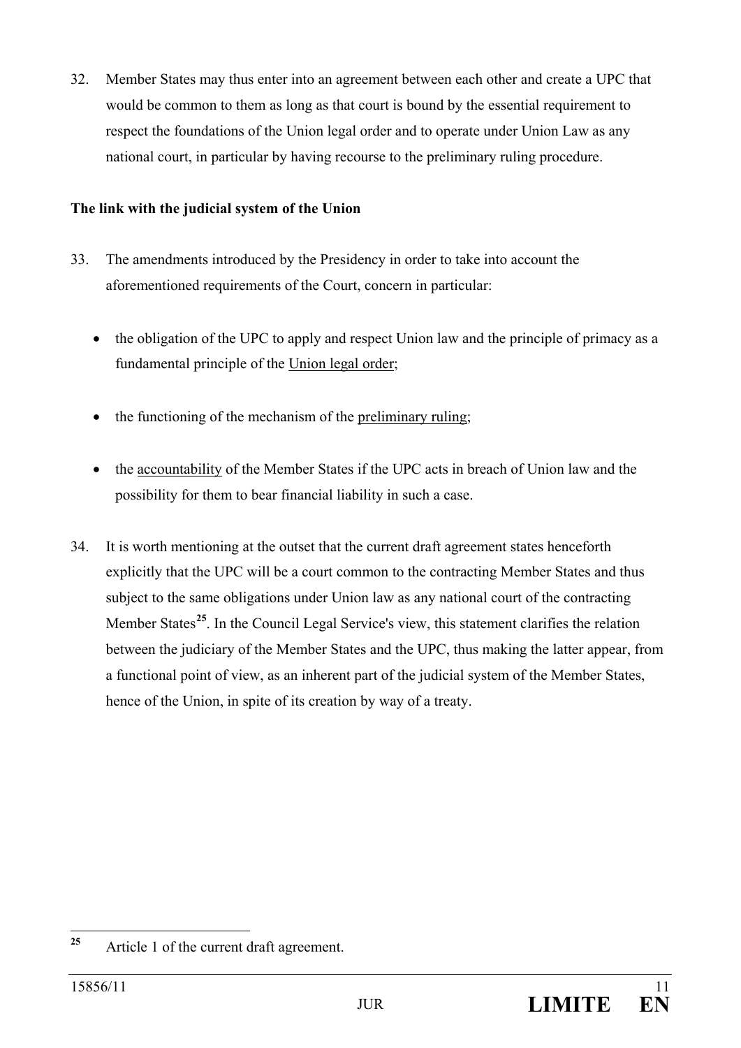32. Member States may thus enter into an agreement between each other and create a UPC that would be common to them as long as that court is bound by the essential requirement to respect the foundations of the Union legal order and to operate under Union Law as any national court, in particular by having recourse to the preliminary ruling procedure.

**The link with the judicial system of the Union**

33. The amendments introduced by the Presidency in order to take into account the aforementioned requirements of the Court, concern in particular:

   - the obligation of the UPC to apply and respect Union law and the principle of primacy as a fundamental principle of the Union legal order;

   - the functioning of the mechanism of the preliminary ruling;

   - the accountability of the Member States if the UPC acts in breach of Union law and the possibility for them to bear financial liability in such a case.

34. It is worth mentioning at the outset that the current draft agreement states henceforth explicitly that the UPC will be a court common to the contracting Member States and thus subject to the same obligations under Union law as any national court of the contracting Member States[25]. In the Council Legal Service's view, this statement clarifies the relation between the judiciary of the Member States and the UPC, thus making the latter appear, from a functional point of view, as an inherent part of the judicial system of the Member States, hence of the Union, in spite of its creation by way of a treaty.

---

[25] Article 1 of the current draft agreement.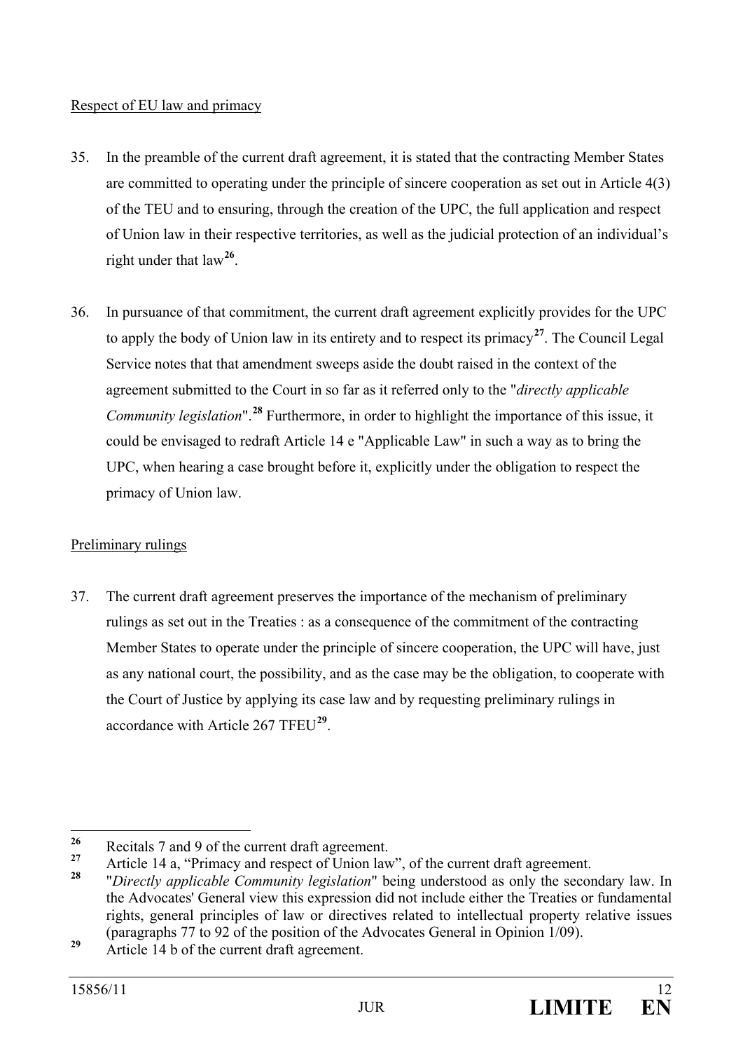Respect of EU law and primacy

35. In the preamble of the current draft agreement, it is stated that the contracting Member States are committed to operating under the principle of sincere cooperation as set out in Article 4(3) of the TEU and to ensuring, through the creation of the UPC, the full application and respect of Union law in their respective territories, as well as the judicial protection of an individual's right under that law[26].

36. In pursuance of that commitment, the current draft agreement explicitly provides for the UPC to apply the body of Union law in its entirety and to respect its primacy[27]. The Council Legal Service notes that that amendment sweeps aside the doubt raised in the context of the agreement submitted to the Court in so far as it referred only to the "*directly applicable Community legislation*".[28] Furthermore, in order to highlight the importance of this issue, it could be envisaged to redraft Article 14 e "Applicable Law" in such a way as to bring the UPC, when hearing a case brought before it, explicitly under the obligation to respect the primacy of Union law.

Preliminary rulings

37. The current draft agreement preserves the importance of the mechanism of preliminary rulings as set out in the Treaties : as a consequence of the commitment of the contracting Member States to operate under the principle of sincere cooperation, the UPC will have, just as any national court, the possibility, and as the case may be the obligation, to cooperate with the Court of Justice by applying its case law and by requesting preliminary rulings in accordance with Article 267 TFEU[29].

---

[26] Recitals 7 and 9 of the current draft agreement.

[27] Article 14 a, "Primacy and respect of Union law", of the current draft agreement.

[28] "*Directly applicable Community legislation*" being understood as only the secondary law. In the Advocates' General view this expression did not include either the Treaties or fundamental rights, general principles of law or directives related to intellectual property relative issues (paragraphs 77 to 92 of the position of the Advocates General in Opinion 1/09).

[29] Article 14 b of the current draft agreement.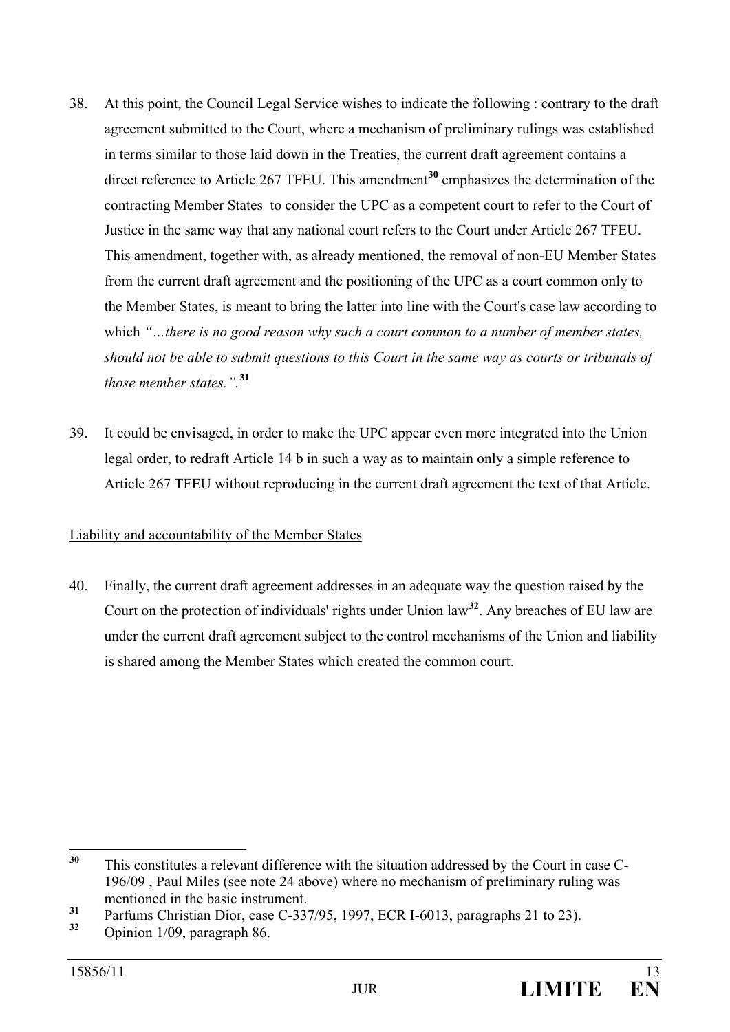38. At this point, the Council Legal Service wishes to indicate the following : contrary to the draft agreement submitted to the Court, where a mechanism of preliminary rulings was established in terms similar to those laid down in the Treaties, the current draft agreement contains a direct reference to Article 267 TFEU. This amendment[30] emphasizes the determination of the contracting Member States to consider the UPC as a competent court to refer to the Court of Justice in the same way that any national court refers to the Court under Article 267 TFEU. This amendment, together with, as already mentioned, the removal of non-EU Member States from the current draft agreement and the positioning of the UPC as a court common only to the Member States, is meant to bring the latter into line with the Court's case law according to which *"…there is no good reason why such a court common to a number of member states, should not be able to submit questions to this Court in the same way as courts or tribunals of those member states."*.[31]

39. It could be envisaged, in order to make the UPC appear even more integrated into the Union legal order, to redraft Article 14 b in such a way as to maintain only a simple reference to Article 267 TFEU without reproducing in the current draft agreement the text of that Article.

<u>Liability and accountability of the Member States</u>

40. Finally, the current draft agreement addresses in an adequate way the question raised by the Court on the protection of individuals' rights under Union law[32]. Any breaches of EU law are under the current draft agreement subject to the control mechanisms of the Union and liability is shared among the Member States which created the common court.

---

[30] This constitutes a relevant difference with the situation addressed by the Court in case C-196/09 , Paul Miles (see note 24 above) where no mechanism of preliminary ruling was mentioned in the basic instrument.

[31] Parfums Christian Dior, case C-337/95, 1997, ECR I-6013, paragraphs 21 to 23).

[32] Opinion 1/09, paragraph 86.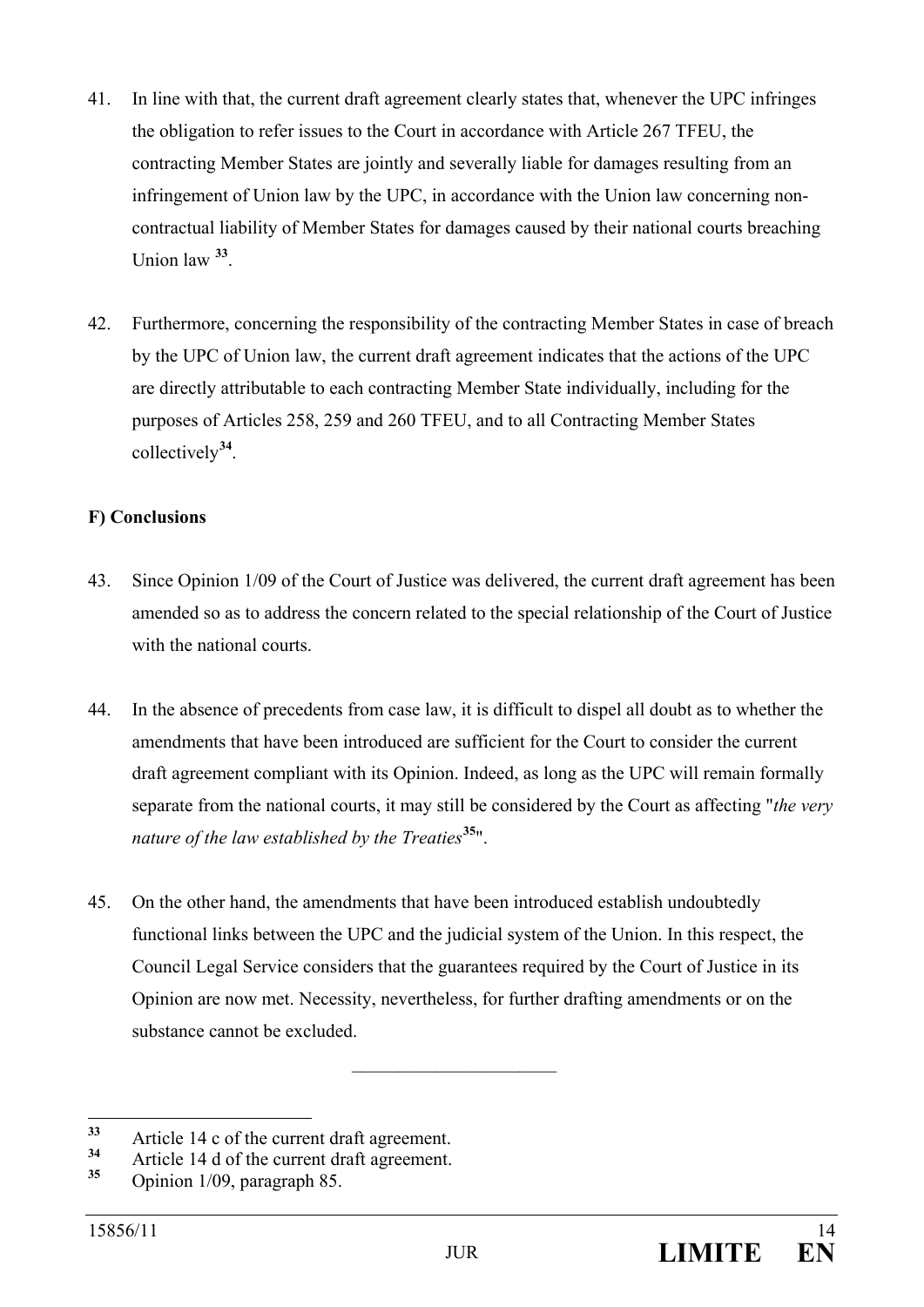41. In line with that, the current draft agreement clearly states that, whenever the UPC infringes the obligation to refer issues to the Court in accordance with Article 267 TFEU, the contracting Member States are jointly and severally liable for damages resulting from an infringement of Union law by the UPC, in accordance with the Union law concerning non-contractual liability of Member States for damages caused by their national courts breaching Union law [33].

42. Furthermore, concerning the responsibility of the contracting Member States in case of breach by the UPC of Union law, the current draft agreement indicates that the actions of the UPC are directly attributable to each contracting Member State individually, including for the purposes of Articles 258, 259 and 260 TFEU, and to all Contracting Member States collectively[34].

**F) Conclusions**

43. Since Opinion 1/09 of the Court of Justice was delivered, the current draft agreement has been amended so as to address the concern related to the special relationship of the Court of Justice with the national courts.

44. In the absence of precedents from case law, it is difficult to dispel all doubt as to whether the amendments that have been introduced are sufficient for the Court to consider the current draft agreement compliant with its Opinion. Indeed, as long as the UPC will remain formally separate from the national courts, it may still be considered by the Court as affecting "*the very nature of the law established by the Treaties*[35]".

45. On the other hand, the amendments that have been introduced establish undoubtedly functional links between the UPC and the judicial system of the Union. In this respect, the Council Legal Service considers that the guarantees required by the Court of Justice in its Opinion are now met. Necessity, nevertheless, for further drafting amendments or on the substance cannot be excluded.

---

[33] Article 14 c of the current draft agreement.
[34] Article 14 d of the current draft agreement.
[35] Opinion 1/09, paragraph 85.